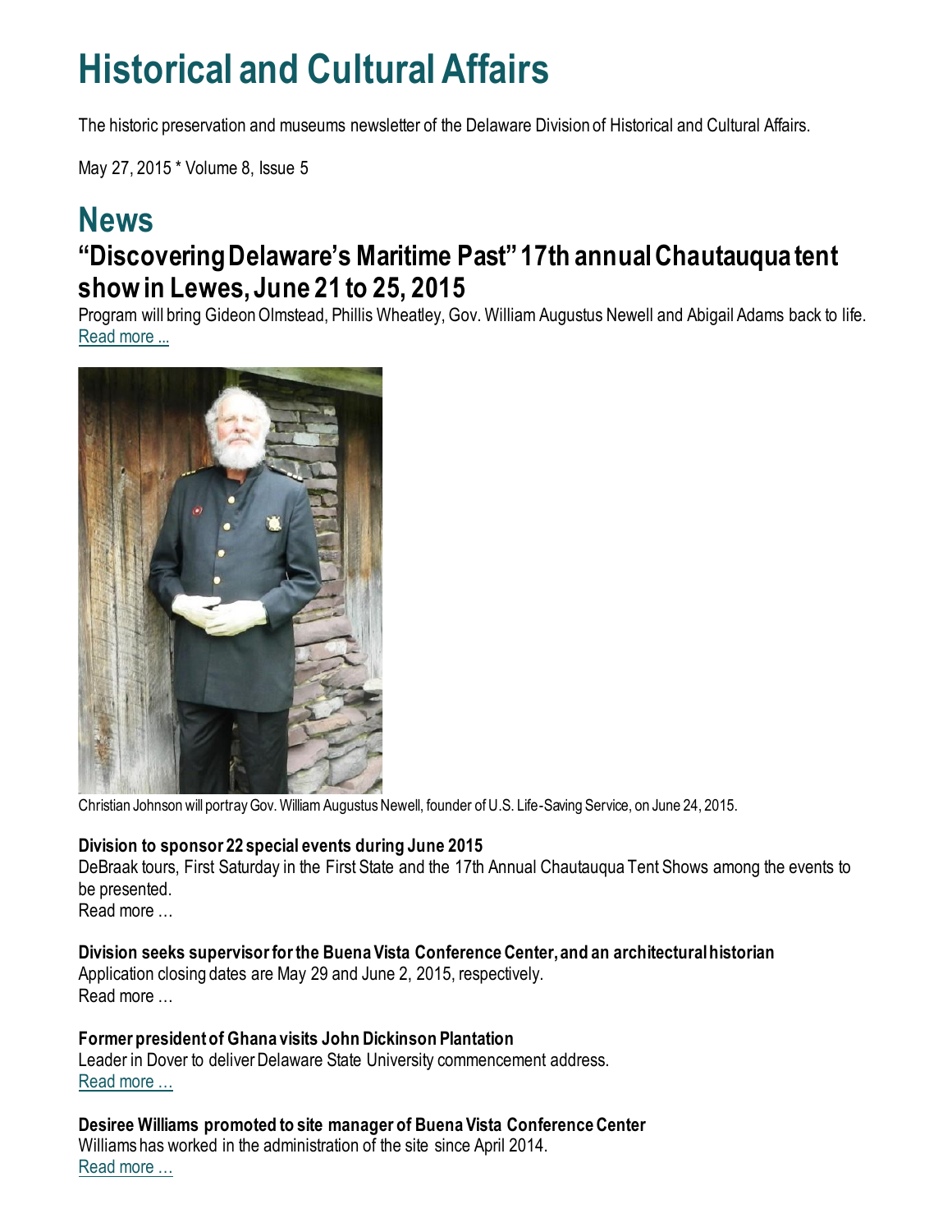# Historical and Cultural Affairs

The historic preservation and museums newsletter of the Delaware Division of Historical and Cultural Affairs.

May 27, 2015 * Volume 8, Issue 5

# News

## "Discovering Delaware's Maritime Past" 17th annual Chautauqua tent show in Lewes, June 21 to 25, 2015

Program will bring Gideon Olmstead, Phillis Wheatley, Gov. William Augustus Newell and Abigail Adams back to life.
Read more ...

Christian Johnson will portray Gov. William Augustus Newell, founder of U.S. Life-Saving Service, on June 24, 2015.

**Division to sponsor 22 special events during June 2015**
DeBraak tours, First Saturday in the First State and the 17th Annual Chautauqua Tent Shows among the events to be presented.
Read more …

**Division seeks supervisor for the Buena Vista Conference Center, and an architectural historian**
Application closing dates are May 29 and June 2, 2015, respectively.
Read more …

**Former president of Ghana visits John Dickinson Plantation**
Leader in Dover to deliver Delaware State University commencement address.
Read more …

**Desiree Williams promoted to site manager of Buena Vista Conference Center**
Williams has worked in the administration of the site since April 2014.
Read more …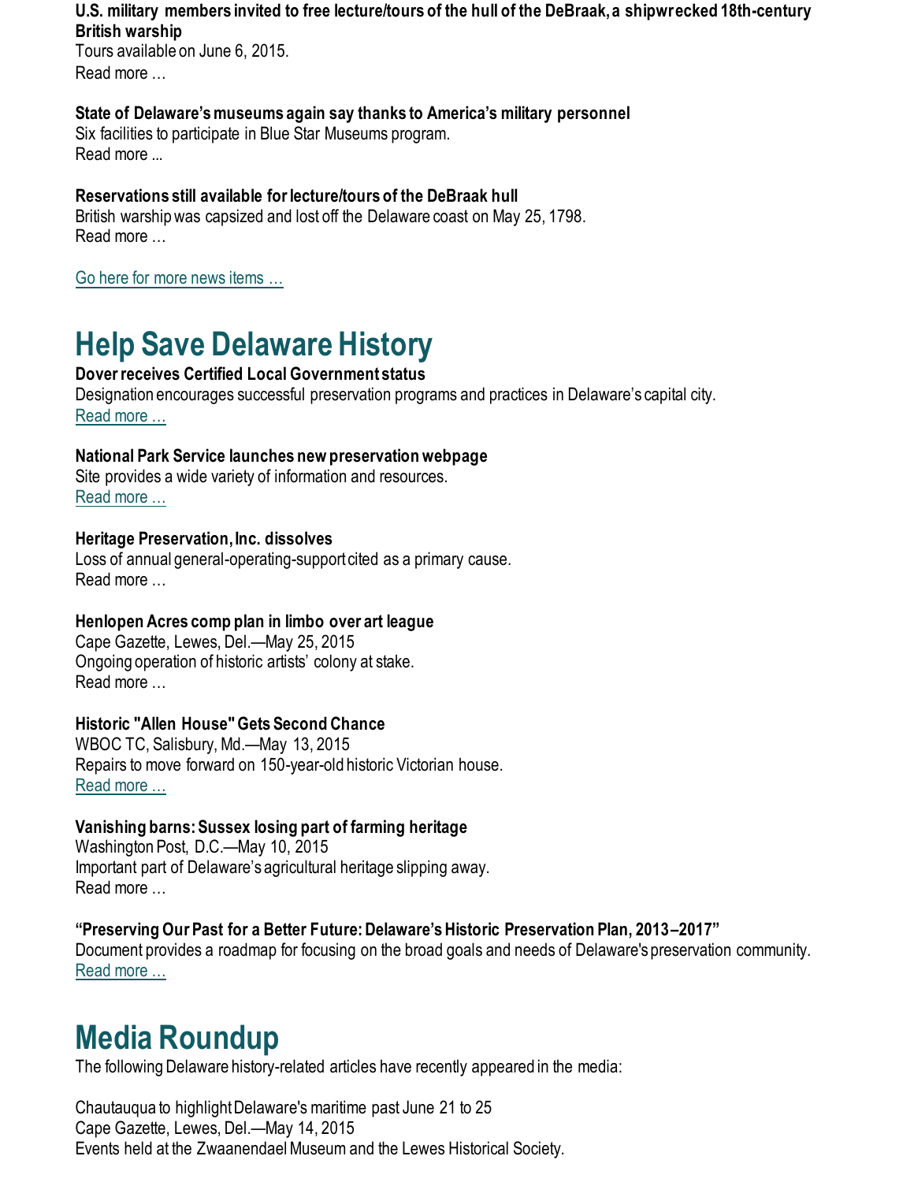**U.S. military members invited to free lecture/tours of the hull of the DeBraak, a shipwrecked 18th-century British warship**
Tours available on June 6, 2015.
Read more …

**State of Delaware's museums again say thanks to America's military personnel**
Six facilities to participate in Blue Star Museums program.
Read more ...

**Reservations still available for lecture/tours of the DeBraak hull**
British warship was capsized and lost off the Delaware coast on May 25, 1798.
Read more …

Go here for more news items …

# Help Save Delaware History

**Dover receives Certified Local Government status**
Designation encourages successful preservation programs and practices in Delaware's capital city.
Read more …

**National Park Service launches new preservation webpage**
Site provides a wide variety of information and resources.
Read more …

**Heritage Preservation, Inc. dissolves**
Loss of annual general-operating-support cited as a primary cause.
Read more …

**Henlopen Acres comp plan in limbo over art league**
Cape Gazette, Lewes, Del.—May 25, 2015
Ongoing operation of historic artists' colony at stake.
Read more …

**Historic "Allen House" Gets Second Chance**
WBOC TC, Salisbury, Md.—May 13, 2015
Repairs to move forward on 150-year-old historic Victorian house.
Read more …

**Vanishing barns: Sussex losing part of farming heritage**
Washington Post, D.C.—May 10, 2015
Important part of Delaware's agricultural heritage slipping away.
Read more …

**"Preserving Our Past for a Better Future: Delaware's Historic Preservation Plan, 2013–2017"**
Document provides a roadmap for focusing on the broad goals and needs of Delaware's preservation community.
Read more …

# Media Roundup

The following Delaware history-related articles have recently appeared in the media:

Chautauqua to highlight Delaware's maritime past June 21 to 25
Cape Gazette, Lewes, Del.—May 14, 2015
Events held at the Zwaanendael Museum and the Lewes Historical Society.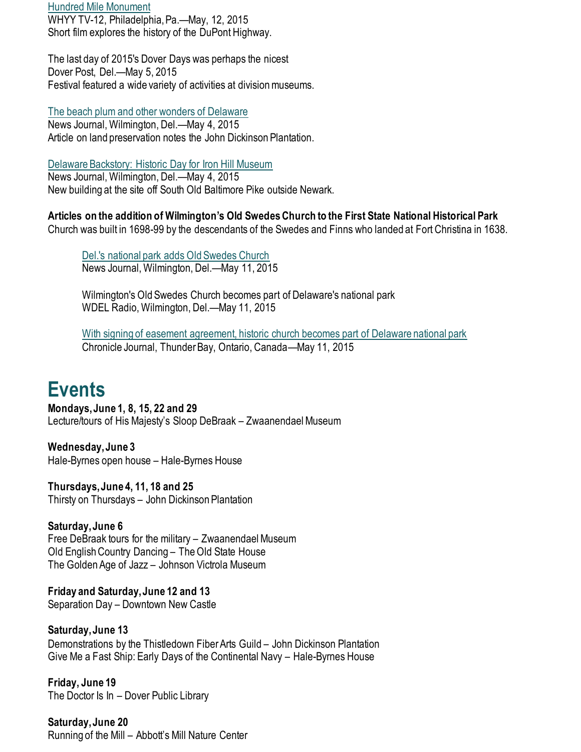Hundred Mile Monument
WHYY TV-12, Philadelphia, Pa.—May, 12, 2015
Short film explores the history of the DuPont Highway.

The last day of 2015's Dover Days was perhaps the nicest
Dover Post, Del.—May 5, 2015
Festival featured a wide variety of activities at division museums.

The beach plum and other wonders of Delaware
News Journal, Wilmington, Del.—May 4, 2015
Article on land preservation notes the John Dickinson Plantation.

Delaware Backstory: Historic Day for Iron Hill Museum
News Journal, Wilmington, Del.—May 4, 2015
New building at the site off South Old Baltimore Pike outside Newark.

**Articles on the addition of Wilmington's Old Swedes Church to the First State National Historical Park**
Church was built in 1698-99 by the descendants of the Swedes and Finns who landed at Fort Christina in 1638.

> Del.'s national park adds Old Swedes Church
> News Journal, Wilmington, Del.—May 11, 2015
>
> Wilmington's Old Swedes Church becomes part of Delaware's national park
> WDEL Radio, Wilmington, Del.—May 11, 2015
>
> With signing of easement agreement, historic church becomes part of Delaware national park
> Chronicle Journal, Thunder Bay, Ontario, Canada—May 11, 2015

# Events

**Mondays, June 1, 8, 15, 22 and 29**
Lecture/tours of His Majesty's Sloop DeBraak – Zwaanendael Museum

**Wednesday, June 3**
Hale-Byrnes open house – Hale-Byrnes House

**Thursdays, June 4, 11, 18 and 25**
Thirsty on Thursdays – John Dickinson Plantation

**Saturday, June 6**
Free DeBraak tours for the military – Zwaanendael Museum
Old English Country Dancing – The Old State House
The Golden Age of Jazz – Johnson Victrola Museum

**Friday and Saturday, June 12 and 13**
Separation Day – Downtown New Castle

**Saturday, June 13**
Demonstrations by the Thistledown Fiber Arts Guild – John Dickinson Plantation
Give Me a Fast Ship: Early Days of the Continental Navy – Hale-Byrnes House

**Friday, June 19**
The Doctor Is In – Dover Public Library

**Saturday, June 20**
Running of the Mill – Abbott's Mill Nature Center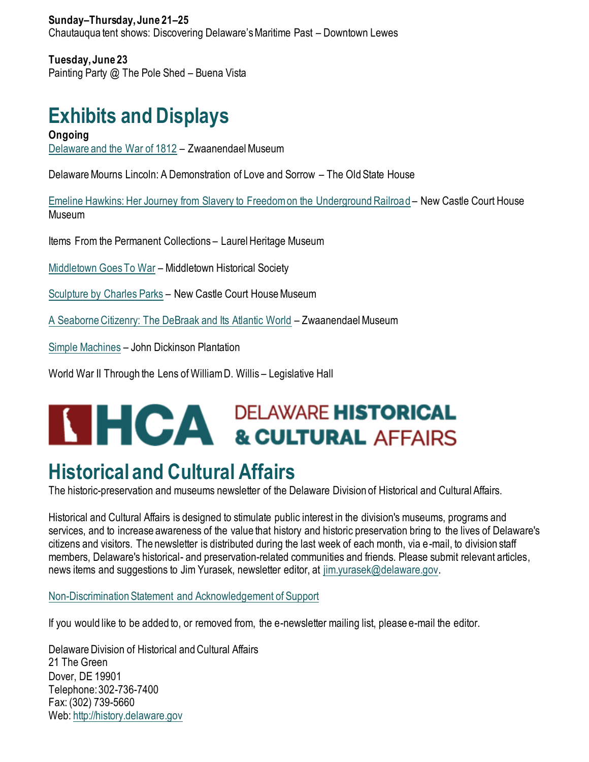**Sunday–Thursday, June 21–25**
Chautauqua tent shows: Discovering Delaware's Maritime Past – Downtown Lewes

**Tuesday, June 23**
Painting Party @ The Pole Shed – Buena Vista

# Exhibits and Displays

**Ongoing**
Delaware and the War of 1812 – Zwaanendael Museum

Delaware Mourns Lincoln: A Demonstration of Love and Sorrow – The Old State House

Emeline Hawkins: Her Journey from Slavery to Freedom on the Underground Railroad – New Castle Court House Museum

Items From the Permanent Collections – Laurel Heritage Museum

Middletown Goes To War – Middletown Historical Society

Sculpture by Charles Parks – New Castle Court House Museum

A Seaborne Citizenry: The DeBraak and Its Atlantic World – Zwaanendael Museum

Simple Machines – John Dickinson Plantation

World War II Through the Lens of William D. Willis – Legislative Hall

HCA DELAWARE HISTORICAL & CULTURAL AFFAIRS

# Historical and Cultural Affairs

The historic-preservation and museums newsletter of the Delaware Division of Historical and Cultural Affairs.

Historical and Cultural Affairs is designed to stimulate public interest in the division's museums, programs and services, and to increase awareness of the value that history and historic preservation bring to the lives of Delaware's citizens and visitors. The newsletter is distributed during the last week of each month, via e-mail, to division staff members, Delaware's historical- and preservation-related communities and friends. Please submit relevant articles, news items and suggestions to Jim Yurasek, newsletter editor, at jim.yurasek@delaware.gov.

Non-Discrimination Statement and Acknowledgement of Support

If you would like to be added to, or removed from, the e-newsletter mailing list, please e-mail the editor.

Delaware Division of Historical and Cultural Affairs
21 The Green
Dover, DE 19901
Telephone: 302-736-7400
Fax: (302) 739-5660
Web: http://history.delaware.gov